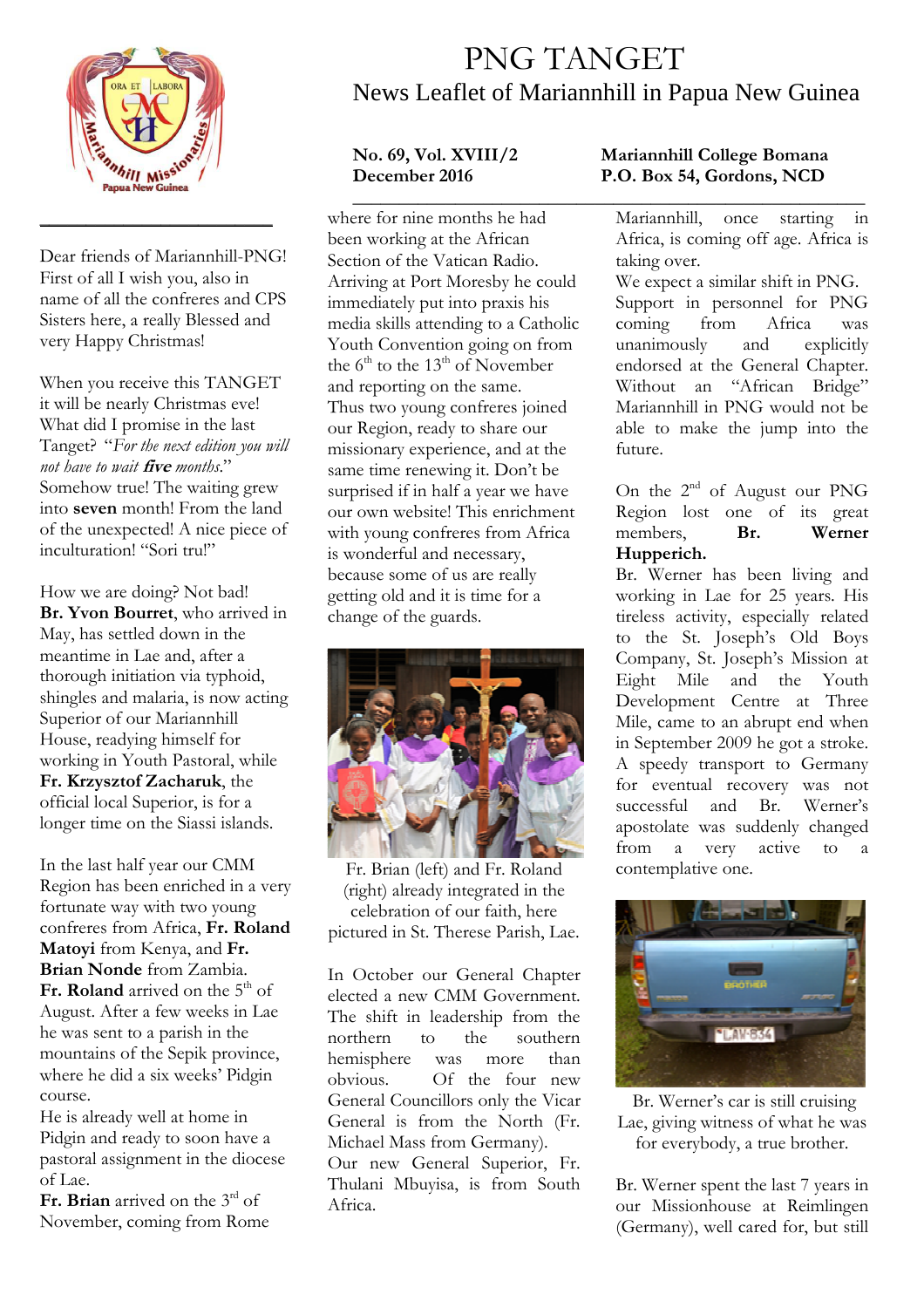# PNG TANGET

## News Leaflet of Mariannhill in Papua New Guinea

**No. 69, Vol. XVIII/2**
**December 2016**

**Mariannhill College Bomana**
**P.O. Box 54, Gordons, NCD**

---

Dear friends of Mariannhill-PNG! First of all I wish you, also in name of all the confreres and CPS Sisters here, a really Blessed and very Happy Christmas!

When you receive this TANGET it will be nearly Christmas eve! What did I promise in the last Tanget? "*For the next edition you will not have to wait **five** months.*" Somehow true! The waiting grew into **seven** month! From the land of the unexpected! A nice piece of inculturation! "Sori tru!"

How we are doing? Not bad! **Br. Yvon Bourret**, who arrived in May, has settled down in the meantime in Lae and, after a thorough initiation via typhoid, shingles and malaria, is now acting Superior of our Mariannhill House, readying himself for working in Youth Pastoral, while **Fr. Krzysztof Zacharuk**, the official local Superior, is for a longer time on the Siassi islands.

In the last half year our CMM Region has been enriched in a very fortunate way with two young confreres from Africa, **Fr. Roland Matoyi** from Kenya, and **Fr. Brian Nonde** from Zambia.
**Fr. Roland** arrived on the 5th of August. After a few weeks in Lae he was sent to a parish in the mountains of the Sepik province, where he did a six weeks' Pidgin course.
He is already well at home in Pidgin and ready to soon have a pastoral assignment in the diocese of Lae.
**Fr. Brian** arrived on the 3rd of November, coming from Rome where for nine months he had been working at the African Section of the Vatican Radio. Arriving at Port Moresby he could immediately put into praxis his media skills attending to a Catholic Youth Convention going on from the 6th to the 13th of November and reporting on the same.
Thus two young confreres joined our Region, ready to share our missionary experience, and at the same time renewing it. Don't be surprised if in half a year we have our own website! This enrichment with young confreres from Africa is wonderful and necessary, because some of us are really getting old and it is time for a change of the guards.

Fr. Brian (left) and Fr. Roland (right) already integrated in the celebration of our faith, here pictured in St. Therese Parish, Lae.

In October our General Chapter elected a new CMM Government. The shift in leadership from the northern to the southern hemisphere was more than obvious. Of the four new General Councillors only the Vicar General is from the North (Fr. Michael Mass from Germany). Our new General Superior, Fr. Thulani Mbuyisa, is from South Africa.

Mariannhill, once starting in Africa, is coming off age. Africa is taking over.
We expect a similar shift in PNG. Support in personnel for PNG coming from Africa was unanimously and explicitly endorsed at the General Chapter. Without an "African Bridge" Mariannhill in PNG would not be able to make the jump into the future.

On the 2nd of August our PNG Region lost one of its great members, **Br. Werner Hupperich.**
Br. Werner has been living and working in Lae for 25 years. His tireless activity, especially related to the St. Joseph's Old Boys Company, St. Joseph's Mission at Eight Mile and the Youth Development Centre at Three Mile, came to an abrupt end when in September 2009 he got a stroke. A speedy transport to Germany for eventual recovery was not successful and Br. Werner's apostolate was suddenly changed from a very active to a contemplative one.

Br. Werner's car is still cruising Lae, giving witness of what he was for everybody, a true brother.

Br. Werner spent the last 7 years in our Missionhouse at Reimlingen (Germany), well cared for, but still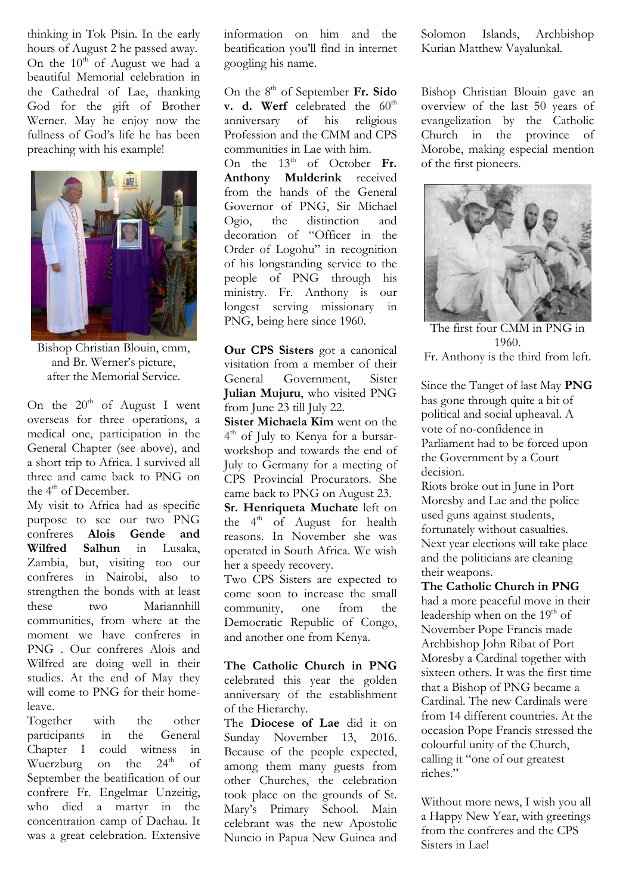thinking in Tok Pisin. In the early hours of August 2 he passed away. On the 10th of August we had a beautiful Memorial celebration in the Cathedral of Lae, thanking God for the gift of Brother Werner. May he enjoy now the fullness of God's life he has been preaching with his example!

Bishop Christian Blouin, cmm, and Br. Werner's picture, after the Memorial Service.

On the 20th of August I went overseas for three operations, a medical one, participation in the General Chapter (see above), and a short trip to Africa. I survived all three and came back to PNG on the 4th of December.

My visit to Africa had as specific purpose to see our two PNG confreres **Alois Gende and Wilfred Salhun** in Lusaka, Zambia, but, visiting too our confreres in Nairobi, also to strengthen the bonds with at least these two Mariannhill communities, from where at the moment we have confreres in PNG . Our confreres Alois and Wilfred are doing well in their studies. At the end of May they will come to PNG for their home-leave.

Together with the other participants in the General Chapter I could witness in Wuerzburg on the 24th of September the beatification of our confrere Fr. Engelmar Unzeitig, who died a martyr in the concentration camp of Dachau. It was a great celebration. Extensive information on him and the beatification you'll find in internet googling his name.

On the 8th of September **Fr. Sido v. d. Werf** celebrated the 60th anniversary of his religious Profession and the CMM and CPS communities in Lae with him.

On the 13th of October **Fr. Anthony Mulderink** received from the hands of the General Governor of PNG, Sir Michael Ogio, the distinction and decoration of "Officer in the Order of Logohu" in recognition of his longstanding service to the people of PNG through his ministry. Fr. Anthony is our longest serving missionary in PNG, being here since 1960.

**Our CPS Sisters** got a canonical visitation from a member of their General Government, Sister **Julian Mujuru**, who visited PNG from June 23 till July 22.

**Sister Michaela Kim** went on the 4th of July to Kenya for a bursar-workshop and towards the end of July to Germany for a meeting of CPS Provincial Procurators. She came back to PNG on August 23.

**Sr. Henriqueta Muchate** left on the 4th of August for health reasons. In November she was operated in South Africa. We wish her a speedy recovery.

Two CPS Sisters are expected to come soon to increase the small community, one from the Democratic Republic of Congo, and another one from Kenya.

**The Catholic Church in PNG** celebrated this year the golden anniversary of the establishment of the Hierarchy.

The **Diocese of Lae** did it on Sunday November 13, 2016. Because of the people expected, among them many guests from other Churches, the celebration took place on the grounds of St. Mary's Primary School. Main celebrant was the new Apostolic Nuncio in Papua New Guinea and Solomon Islands, Archbishop Kurian Matthew Vayalunkal.

Bishop Christian Blouin gave an overview of the last 50 years of evangelization by the Catholic Church in the province of Morobe, making especial mention of the first pioneers.

The first four CMM in PNG in 1960.
Fr. Anthony is the third from left.

Since the Tanget of last May **PNG** has gone through quite a bit of political and social upheaval. A vote of no-confidence in Parliament had to be forced upon the Government by a Court decision.

Riots broke out in June in Port Moresby and Lae and the police used guns against students, fortunately without casualties. Next year elections will take place and the politicians are cleaning their weapons.

**The Catholic Church in PNG** had a more peaceful move in their leadership when on the 19th of November Pope Francis made Archbishop John Ribat of Port Moresby a Cardinal together with sixteen others. It was the first time that a Bishop of PNG became a Cardinal. The new Cardinals were from 14 different countries. At the occasion Pope Francis stressed the colourful unity of the Church, calling it "one of our greatest riches."

Without more news, I wish you all a Happy New Year, with greetings from the confreres and the CPS Sisters in Lae!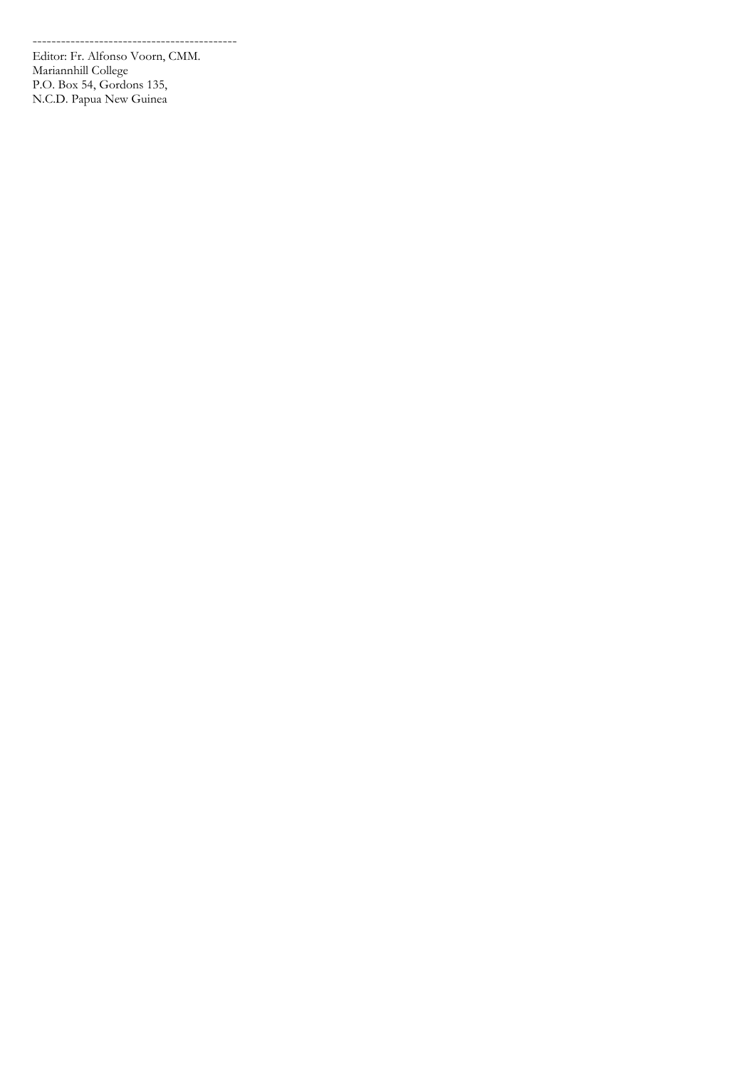-------------------------------------------

Editor: Fr. Alfonso Voorn, CMM.
Mariannhill College
P.O. Box 54, Gordons 135,
N.C.D. Papua New Guinea